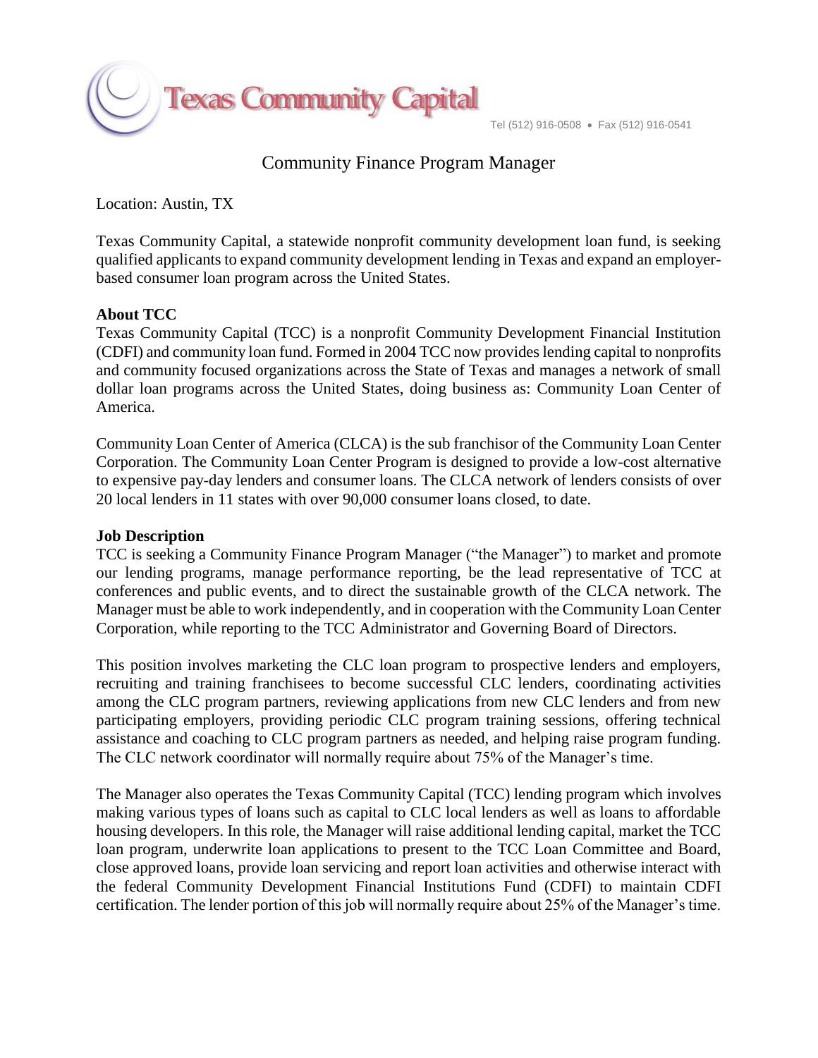Texas Community Capital

Tel (512) 916-0508 • Fax (512) 916-0541

# Community Finance Program Manager

Location: Austin, TX

Texas Community Capital, a statewide nonprofit community development loan fund, is seeking qualified applicants to expand community development lending in Texas and expand an employer-based consumer loan program across the United States.

**About TCC**

Texas Community Capital (TCC) is a nonprofit Community Development Financial Institution (CDFI) and community loan fund. Formed in 2004 TCC now provides lending capital to nonprofits and community focused organizations across the State of Texas and manages a network of small dollar loan programs across the United States, doing business as: Community Loan Center of America.

Community Loan Center of America (CLCA) is the sub franchisor of the Community Loan Center Corporation. The Community Loan Center Program is designed to provide a low-cost alternative to expensive pay-day lenders and consumer loans. The CLCA network of lenders consists of over 20 local lenders in 11 states with over 90,000 consumer loans closed, to date.

**Job Description**

TCC is seeking a Community Finance Program Manager ("the Manager") to market and promote our lending programs, manage performance reporting, be the lead representative of TCC at conferences and public events, and to direct the sustainable growth of the CLCA network. The Manager must be able to work independently, and in cooperation with the Community Loan Center Corporation, while reporting to the TCC Administrator and Governing Board of Directors.

This position involves marketing the CLC loan program to prospective lenders and employers, recruiting and training franchisees to become successful CLC lenders, coordinating activities among the CLC program partners, reviewing applications from new CLC lenders and from new participating employers, providing periodic CLC program training sessions, offering technical assistance and coaching to CLC program partners as needed, and helping raise program funding. The CLC network coordinator will normally require about 75% of the Manager's time.

The Manager also operates the Texas Community Capital (TCC) lending program which involves making various types of loans such as capital to CLC local lenders as well as loans to affordable housing developers. In this role, the Manager will raise additional lending capital, market the TCC loan program, underwrite loan applications to present to the TCC Loan Committee and Board, close approved loans, provide loan servicing and report loan activities and otherwise interact with the federal Community Development Financial Institutions Fund (CDFI) to maintain CDFI certification. The lender portion of this job will normally require about 25% of the Manager's time.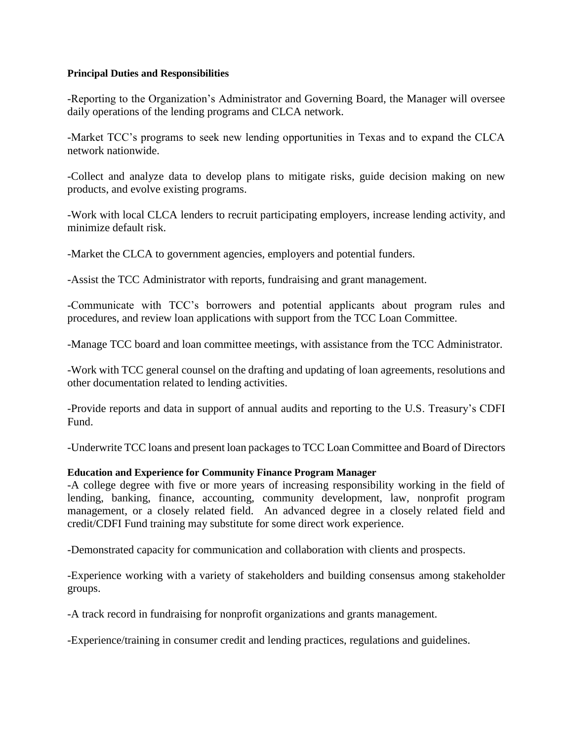**Principal Duties and Responsibilities**

-Reporting to the Organization's Administrator and Governing Board, the Manager will oversee daily operations of the lending programs and CLCA network.

-Market TCC's programs to seek new lending opportunities in Texas and to expand the CLCA network nationwide.

-Collect and analyze data to develop plans to mitigate risks, guide decision making on new products, and evolve existing programs.

-Work with local CLCA lenders to recruit participating employers, increase lending activity, and minimize default risk.

-Market the CLCA to government agencies, employers and potential funders.

-Assist the TCC Administrator with reports, fundraising and grant management.

-Communicate with TCC's borrowers and potential applicants about program rules and procedures, and review loan applications with support from the TCC Loan Committee.

-Manage TCC board and loan committee meetings, with assistance from the TCC Administrator.

-Work with TCC general counsel on the drafting and updating of loan agreements, resolutions and other documentation related to lending activities.

-Provide reports and data in support of annual audits and reporting to the U.S. Treasury's CDFI Fund.

-Underwrite TCC loans and present loan packages to TCC Loan Committee and Board of Directors

**Education and Experience for Community Finance Program Manager**

-A college degree with five or more years of increasing responsibility working in the field of lending, banking, finance, accounting, community development, law, nonprofit program management, or a closely related field. An advanced degree in a closely related field and credit/CDFI Fund training may substitute for some direct work experience.

-Demonstrated capacity for communication and collaboration with clients and prospects.

-Experience working with a variety of stakeholders and building consensus among stakeholder groups.

-A track record in fundraising for nonprofit organizations and grants management.

-Experience/training in consumer credit and lending practices, regulations and guidelines.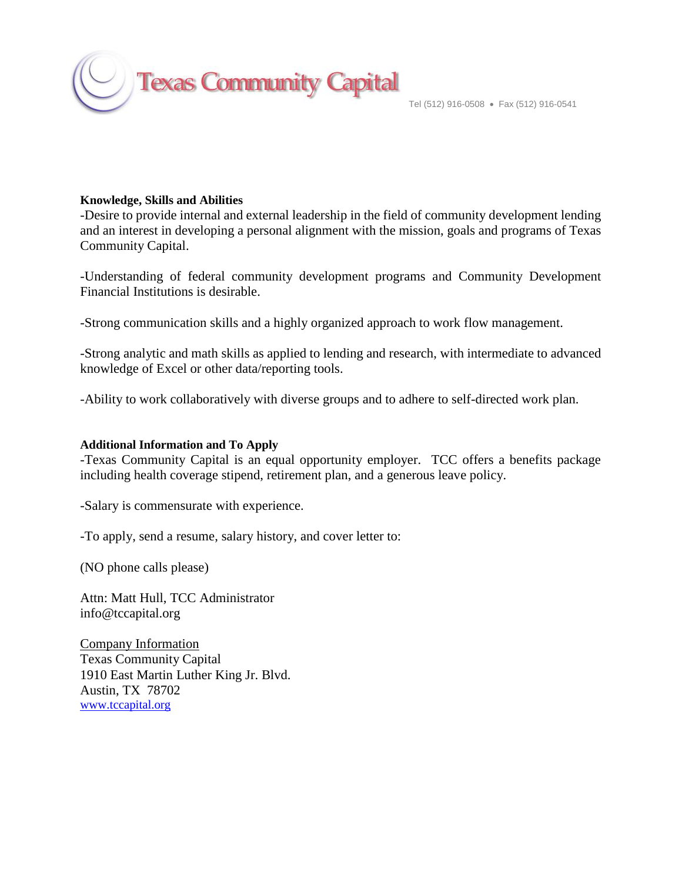Texas Community Capital

Tel (512) 916-0508 • Fax (512) 916-0541

**Knowledge, Skills and Abilities**

-Desire to provide internal and external leadership in the field of community development lending and an interest in developing a personal alignment with the mission, goals and programs of Texas Community Capital.

-Understanding of federal community development programs and Community Development Financial Institutions is desirable.

-Strong communication skills and a highly organized approach to work flow management.

-Strong analytic and math skills as applied to lending and research, with intermediate to advanced knowledge of Excel or other data/reporting tools.

-Ability to work collaboratively with diverse groups and to adhere to self-directed work plan.

**Additional Information and To Apply**

-Texas Community Capital is an equal opportunity employer. TCC offers a benefits package including health coverage stipend, retirement plan, and a generous leave policy.

-Salary is commensurate with experience.

-To apply, send a resume, salary history, and cover letter to:

(NO phone calls please)

Attn: Matt Hull, TCC Administrator
info@tccapital.org

Company Information
Texas Community Capital
1910 East Martin Luther King Jr. Blvd.
Austin, TX 78702
www.tccapital.org